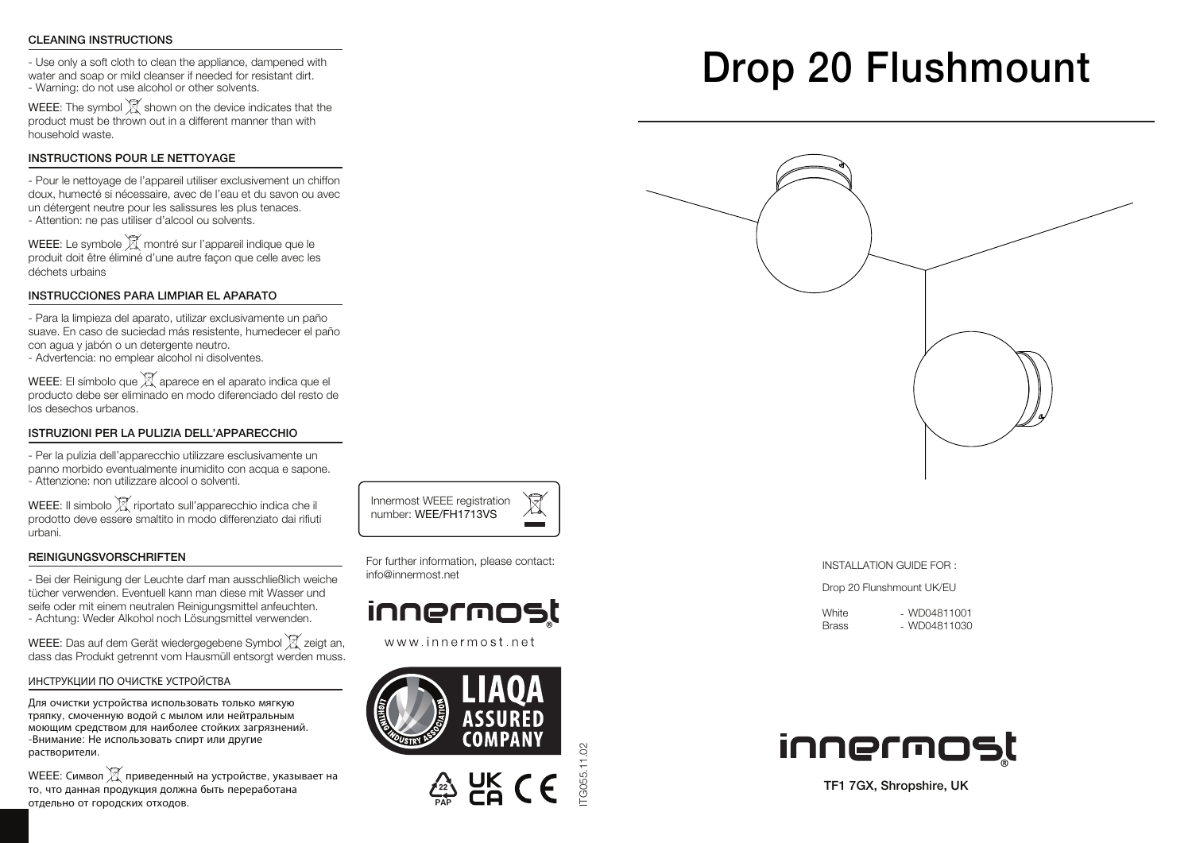## CLEANING INSTRUCTIONS

- Use only a soft cloth to clean the appliance, dampened with water and soap or mild cleanser if needed for resistant dirt.
- Warning: do not use alcohol or other solvents.

WEEE: The symbol shown on the device indicates that the product must be thrown out in a different manner than with household waste.

## INSTRUCTIONS POUR LE NETTOYAGE

- Pour le nettoyage de l'appareil utiliser exclusivement un chiffon doux, humecté si nécessaire, avec de l'eau et du savon ou avec un détergent neutre pour les salissures les plus tenaces.
- Attention: ne pas utiliser d'alcool ou solvents.

WEEE: Le symbole montré sur l'appareil indique que le produit doit être éliminé d'une autre façon que celle avec les déchets urbains

## INSTRUCCIONES PARA LIMPIAR EL APARATO

- Para la limpieza del aparato, utilizar exclusivamente un paño suave. En caso de suciedad más resistente, humedecer el paño con agua y jabón o un detergente neutro.
- Advertencia: no emplear alcohol ni disolventes.

WEEE: El símbolo que aparece en el aparato indica que el producto debe ser eliminado en modo diferenciado del resto de los desechos urbanos.

## ISTRUZIONI PER LA PULIZIA DELL'APPARECCHIO

- Per la pulizia dell'apparecchio utilizzare esclusivamente un panno morbido eventualmente inumidito con acqua e sapone.
- Attenzione: non utilizzare alcool o solventi.

WEEE: Il simbolo riportato sull'apparecchio indica che il prodotto deve essere smaltito in modo differenziato dai rifiuti urbani.

## REINIGUNGSVORSCHRIFTEN

- Bei der Reinigung der Leuchte darf man ausschließlich weiche tücher verwenden. Eventuell kann man diese mit Wasser und seife oder mit einem neutralen Reinigungsmittel anfeuchten.
- Achtung: Weder Alkohol noch Lösungsmittel verwenden.

WEEE: Das auf dem Gerät wiedergegebene Symbol zeigt an, dass das Produkt getrennt vom Hausmüll entsorgt werden muss.

## ИНСТРУКЦИИ ПО ОЧИСТКЕ УСТРОЙСТВА

Для очистки устройства использовать только мягкую тряпку, смоченную водой с мылом или нейтральным моющим средством для наиболее стойких загрязнений.
-Внимание: Не использовать спирт или другие растворители.

WEEE: Символ приведенный на устройстве, указывает на то, что данная продукция должна быть переработана отдельно от городских отходов.

Innermost WEEE registration number: WEE/FH1713VS

For further information, please contact: info@innermost.net

innermost

www.innermost.net

LIAQA ASSURED COMPANY

ITG055.11.02

# Drop 20 Flushmount

INSTALLATION GUIDE FOR :

Drop 20 Flunshmount UK/EU

| | |
|---|---|
| White | - WD04811001 |
| Brass | - WD04811030 |

innermost

**TF1 7GX, Shropshire, UK**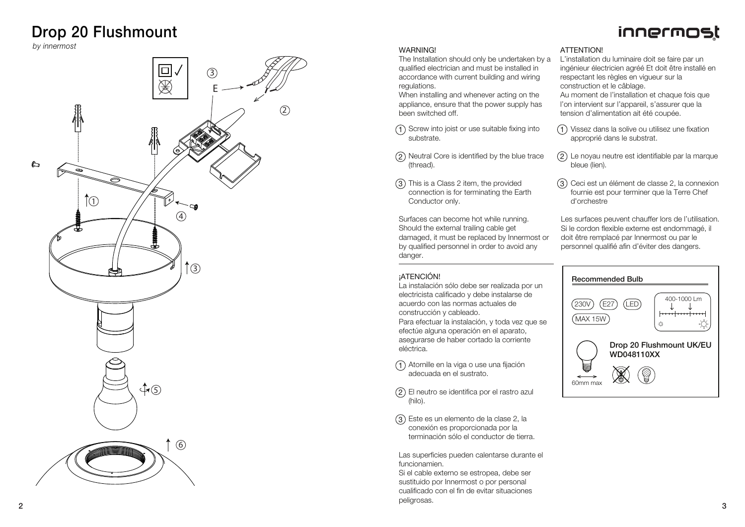# Drop 20 Flushmount

*by innermost*

innermost

WARNING!

The Installation should only be undertaken by a qualified electrician and must be installed in accordance with current building and wiring regulations.

When installing and whenever acting on the appliance, ensure that the power supply has been switched off.

1. Screw into joist or use suitable fixing into substrate.
2. Neutral Core is identified by the blue trace (thread).
3. This is a Class 2 item, the provided connection is for terminating the Earth Conductor only.

Surfaces can become hot while running. Should the external trailing cable get damaged, it must be replaced by Innermost or by qualified personnel in order to avoid any danger.

¡ATENCIÓN!

La instalación sólo debe ser realizada por un electricista calificado y debe instalarse de acuerdo con las normas actuales de construcción y cableado.

Para efectuar la instalación, y toda vez que se efectúe alguna operación en el aparato, asegurarse de haber cortado la corriente eléctrica.

1. Atornille en la viga o use una fijación adecuada en el sustrato.
2. El neutro se identifica por el rastro azul (hilo).
3. Este es un elemento de la clase 2, la conexión es proporcionada por la terminación sólo el conductor de tierra.

Las superficies pueden calentarse durante el funcionamien.

Si el cable externo se estropea, debe ser sustituido por Innermost o por personal cualificado con el fin de evitar situaciones peligrosas.

ATTENTION!

L'installation du luminaire doit se faire par un ingénieur électricien agréé Et doit être installé en respectant les règles en vigueur sur la construction et le câblage.

Au moment de l'installation et chaque fois que l'on intervient sur l'appareil, s'assurer que la tension d'alimentation ait été coupée.

1. Vissez dans la solive ou utilisez une fixation approprié dans le substrat.
2. Le noyau neutre est identifiable par la marque bleue (lien).
3. Ceci est un élément de classe 2, la connexion fournie est pour terminer que la Terre Chef d'orchestre

Les surfaces peuvent chauffer lors de l'utilisation. Si le cordon flexible externe est endommagé, il doit être remplacé par Innermost ou par le personnel qualifié afin d'éviter des dangers.

**Recommended Bulb**

230V | E27 | LED | MAX 15W

400-1000 Lm

60mm max

**Drop 20 Flushmount UK/EU WD048110XX**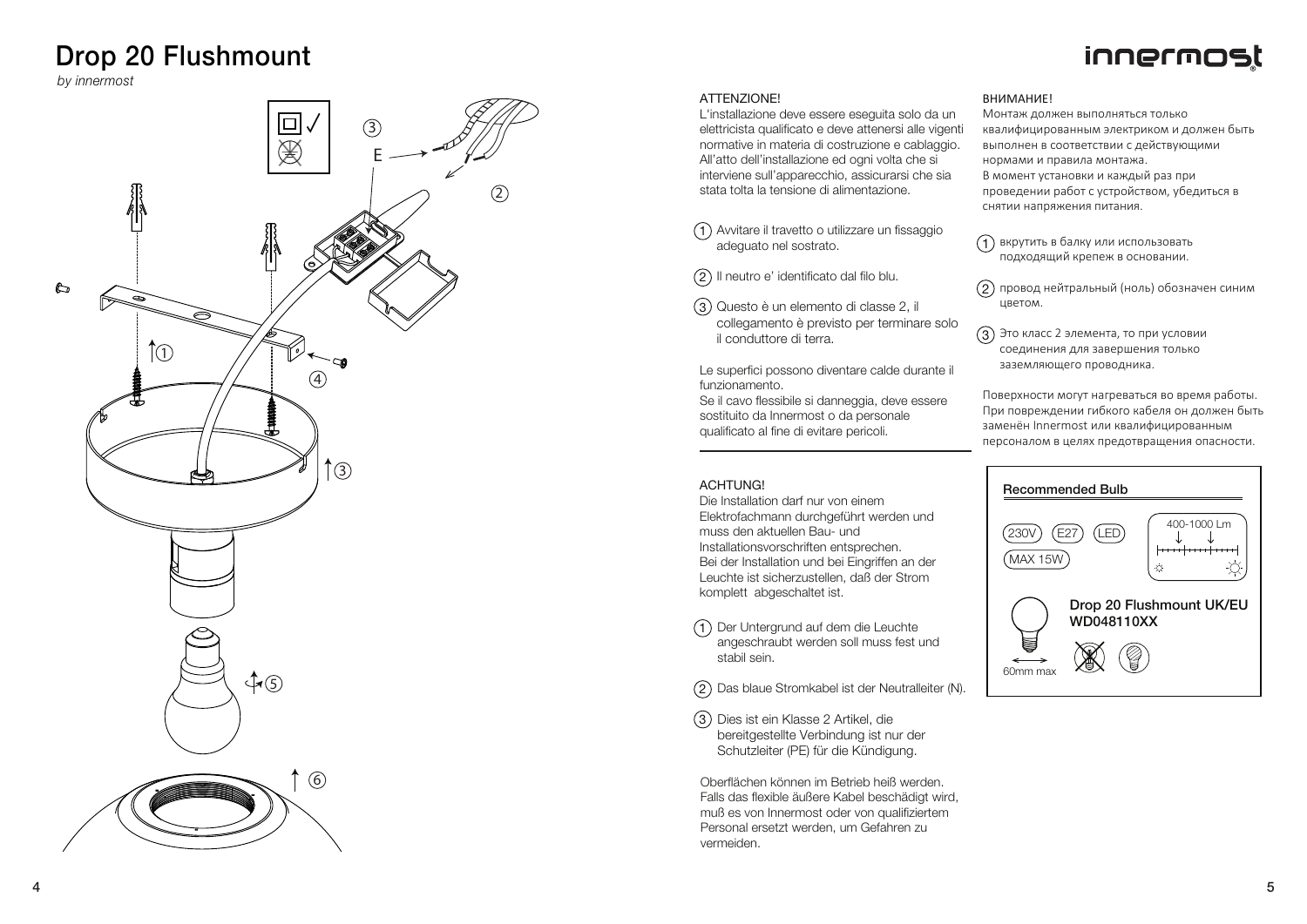# Drop 20 Flushmount

*by innermost*

E

ATTENZIONE!

L'installazione deve essere eseguita solo da un elettricista qualificato e deve attenersi alle vigenti normative in materia di costruzione e cablaggio. All'atto dell'installazione ed ogni volta che si interviene sull'apparecchio, assicurarsi che sia stata tolta la tensione di alimentazione.

1. Avvitare il travetto o utilizzare un fissaggio adeguato nel sostrato.
2. Il neutro e' identificato dal filo blu.
3. Questo è un elemento di classe 2, il collegamento è previsto per terminare solo il conduttore di terra.

Le superfici possono diventare calde durante il funzionamento.
Se il cavo flessibile si danneggia, deve essere sostituito da Innermost o da personale qualificato al fine di evitare pericoli.

ACHTUNG!

Die Installation darf nur von einem Elektrofachmann durchgeführt werden und muss den aktuellen Bau- und Installationsvorschriften entsprechen.
Bei der Installation und bei Eingriffen an der Leuchte ist sicherzustellen, daß der Strom komplett abgeschaltet ist.

1. Der Untergrund auf dem die Leuchte angeschraubt werden soll muss fest und stabil sein.
2. Das blaue Stromkabel ist der Neutralleiter (N).
3. Dies ist ein Klasse 2 Artikel, die bereitgestellte Verbindung ist nur der Schutzleiter (PE) für die Kündigung.

Oberflächen können im Betrieb heiß werden.
Falls das flexible äußere Kabel beschädigt wird, muß es von Innermost oder von qualifiziertem Personal ersetzt werden, um Gefahren zu vermeiden.

ВНИМАНИЕ!

Монтаж должен выполняться только квалифицированным электриком и должен быть выполнен в соответствии с действующими нормами и правила монтажа.
В момент установки и каждый раз при проведении работ с устройством, убедиться в снятии напряжения питания.

1. вкрутить в балку или использовать подходящий крепеж в основании.
2. провод нейтральный (ноль) обозначен синим цветом.
3. Это класс 2 элемента, то при условии соединения для завершения только заземляющего проводника.

Поверхности могут нагреваться во время работы.
При повреждении гибкого кабеля он должен быть заменён Innermost или квалифицированным персоналом в целях предотвращения опасности.

**Recommended Bulb**

230V E27 LED
MAX 15W
400-1000 Lm

**Drop 20 Flushmount UK/EU**
**WD048110XX**

60mm max